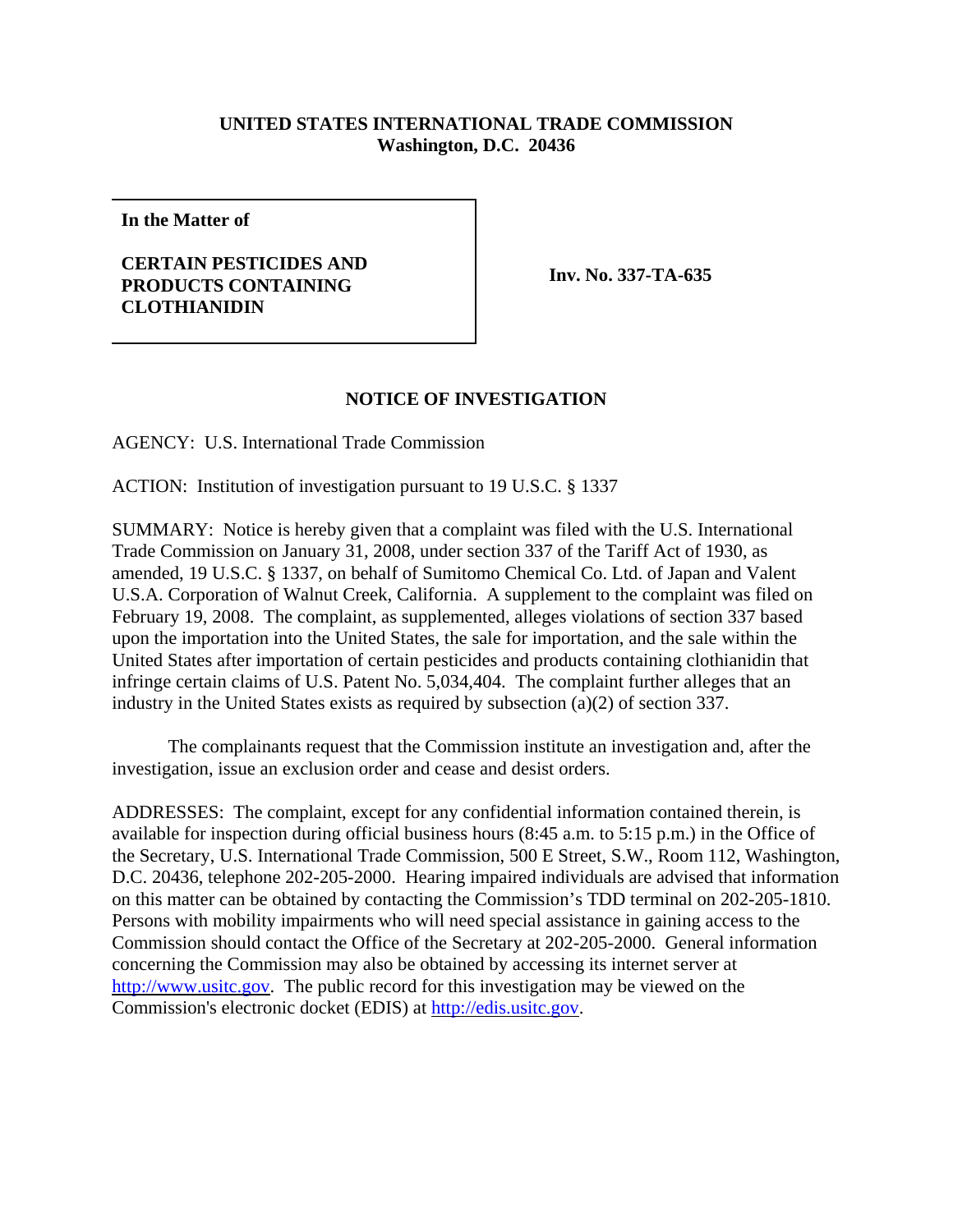**UNITED STATES INTERNATIONAL TRADE COMMISSION**
**Washington, D.C. 20436**

| **In the Matter of**<br><br>**CERTAIN PESTICIDES AND PRODUCTS CONTAINING CLOTHIANIDIN** | **Inv. No. 337-TA-635** |
|---|---|

## NOTICE OF INVESTIGATION

AGENCY: U.S. International Trade Commission

ACTION: Institution of investigation pursuant to 19 U.S.C. § 1337

SUMMARY: Notice is hereby given that a complaint was filed with the U.S. International Trade Commission on January 31, 2008, under section 337 of the Tariff Act of 1930, as amended, 19 U.S.C. § 1337, on behalf of Sumitomo Chemical Co. Ltd. of Japan and Valent U.S.A. Corporation of Walnut Creek, California. A supplement to the complaint was filed on February 19, 2008. The complaint, as supplemented, alleges violations of section 337 based upon the importation into the United States, the sale for importation, and the sale within the United States after importation of certain pesticides and products containing clothianidin that infringe certain claims of U.S. Patent No. 5,034,404. The complaint further alleges that an industry in the United States exists as required by subsection (a)(2) of section 337.

The complainants request that the Commission institute an investigation and, after the investigation, issue an exclusion order and cease and desist orders.

ADDRESSES: The complaint, except for any confidential information contained therein, is available for inspection during official business hours (8:45 a.m. to 5:15 p.m.) in the Office of the Secretary, U.S. International Trade Commission, 500 E Street, S.W., Room 112, Washington, D.C. 20436, telephone 202-205-2000. Hearing impaired individuals are advised that information on this matter can be obtained by contacting the Commission's TDD terminal on 202-205-1810. Persons with mobility impairments who will need special assistance in gaining access to the Commission should contact the Office of the Secretary at 202-205-2000. General information concerning the Commission may also be obtained by accessing its internet server at http://www.usitc.gov. The public record for this investigation may be viewed on the Commission's electronic docket (EDIS) at http://edis.usitc.gov.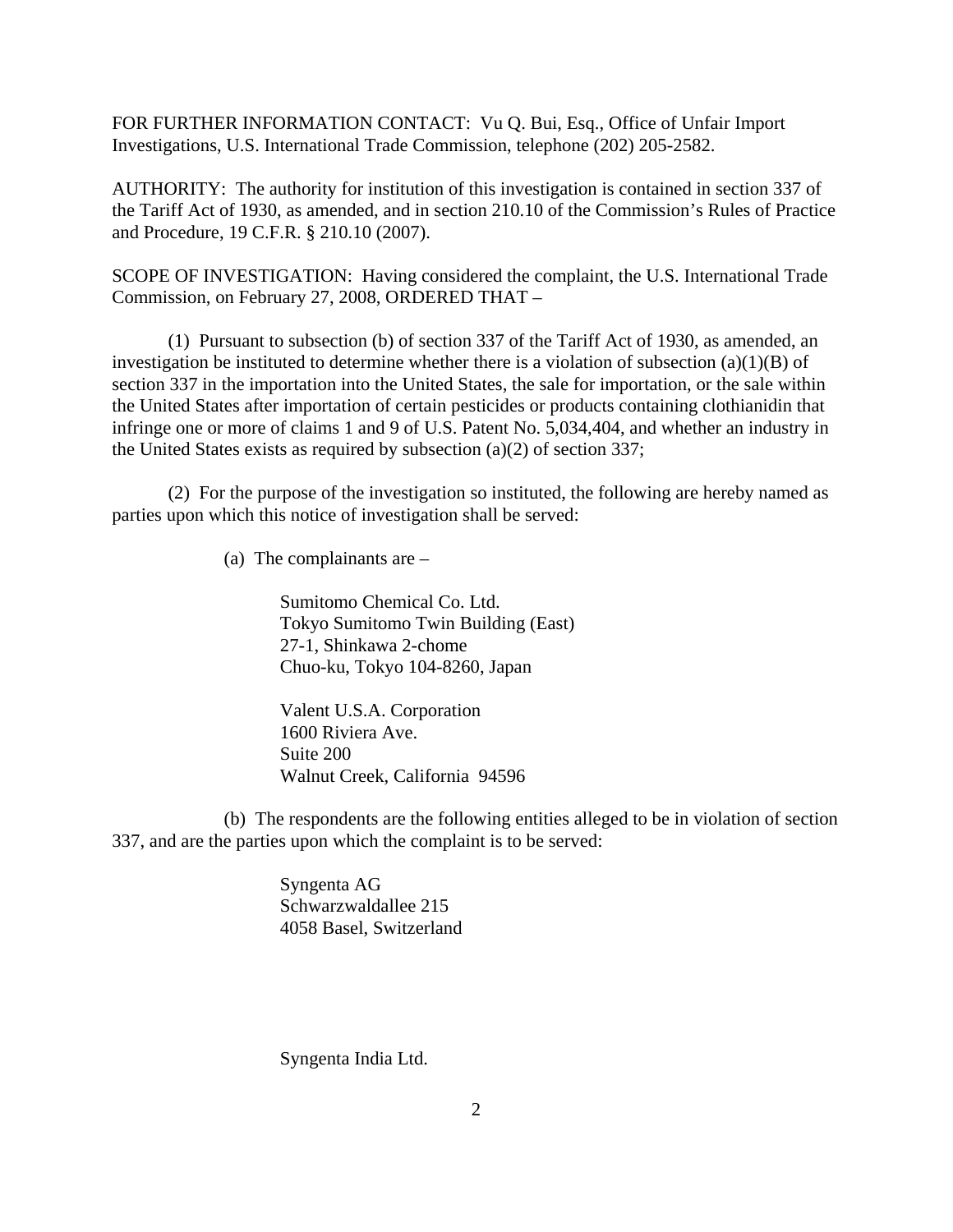FOR FURTHER INFORMATION CONTACT: Vu Q. Bui, Esq., Office of Unfair Import Investigations, U.S. International Trade Commission, telephone (202) 205-2582.

AUTHORITY: The authority for institution of this investigation is contained in section 337 of the Tariff Act of 1930, as amended, and in section 210.10 of the Commission's Rules of Practice and Procedure, 19 C.F.R. § 210.10 (2007).

SCOPE OF INVESTIGATION: Having considered the complaint, the U.S. International Trade Commission, on February 27, 2008, ORDERED THAT –

(1) Pursuant to subsection (b) of section 337 of the Tariff Act of 1930, as amended, an investigation be instituted to determine whether there is a violation of subsection (a)(1)(B) of section 337 in the importation into the United States, the sale for importation, or the sale within the United States after importation of certain pesticides or products containing clothianidin that infringe one or more of claims 1 and 9 of U.S. Patent No. 5,034,404, and whether an industry in the United States exists as required by subsection (a)(2) of section 337;

(2) For the purpose of the investigation so instituted, the following are hereby named as parties upon which this notice of investigation shall be served:

(a) The complainants are –

Sumitomo Chemical Co. Ltd.
Tokyo Sumitomo Twin Building (East)
27-1, Shinkawa 2-chome
Chuo-ku, Tokyo 104-8260, Japan

Valent U.S.A. Corporation
1600 Riviera Ave.
Suite 200
Walnut Creek, California 94596

(b) The respondents are the following entities alleged to be in violation of section 337, and are the parties upon which the complaint is to be served:

Syngenta AG
Schwarzwaldallee 215
4058 Basel, Switzerland

Syngenta India Ltd.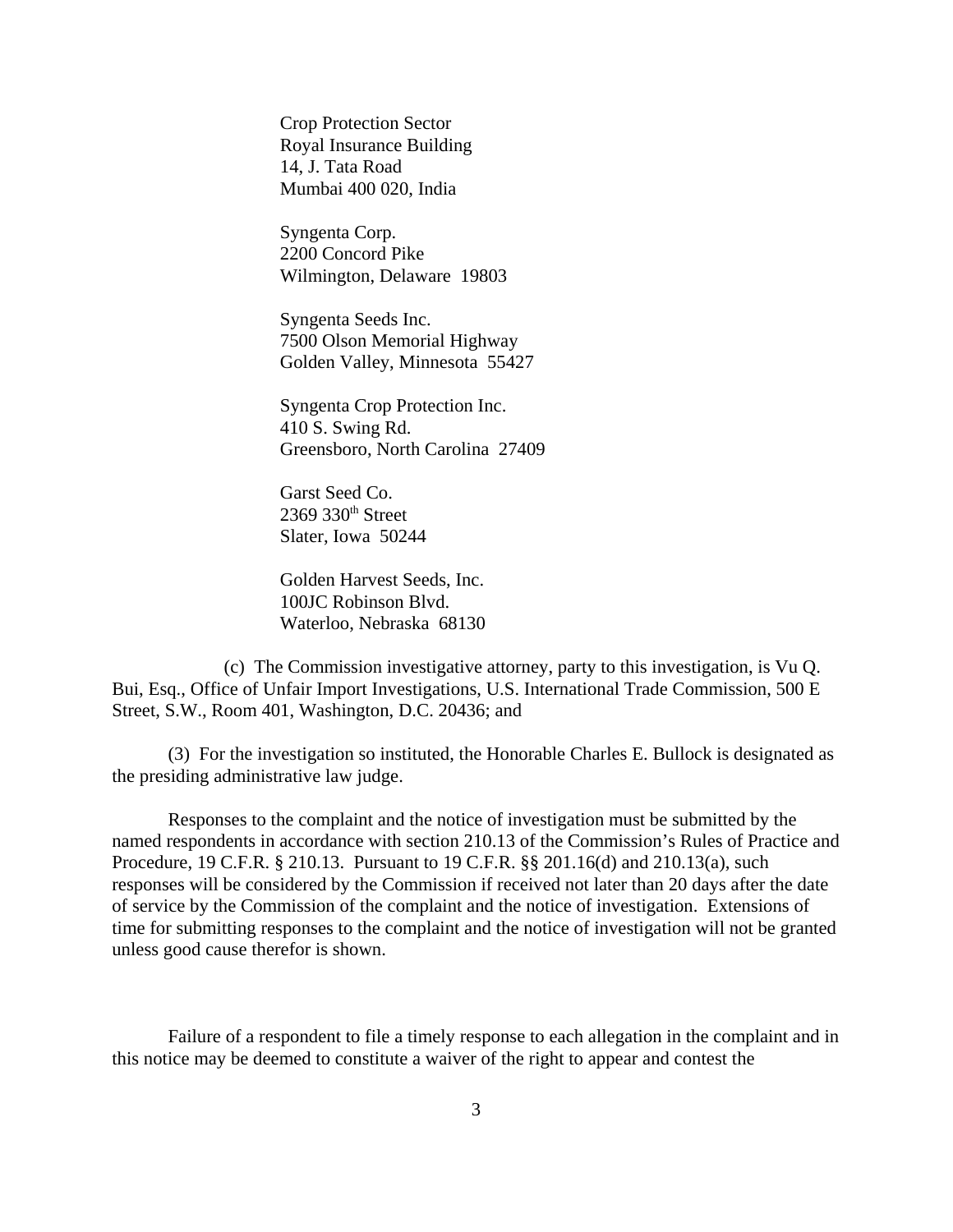Crop Protection Sector
Royal Insurance Building
14, J. Tata Road
Mumbai 400 020, India

Syngenta Corp.
2200 Concord Pike
Wilmington, Delaware 19803

Syngenta Seeds Inc.
7500 Olson Memorial Highway
Golden Valley, Minnesota 55427

Syngenta Crop Protection Inc.
410 S. Swing Rd.
Greensboro, North Carolina 27409

Garst Seed Co.
2369 330th Street
Slater, Iowa 50244

Golden Harvest Seeds, Inc.
100JC Robinson Blvd.
Waterloo, Nebraska 68130

(c) The Commission investigative attorney, party to this investigation, is Vu Q. Bui, Esq., Office of Unfair Import Investigations, U.S. International Trade Commission, 500 E Street, S.W., Room 401, Washington, D.C. 20436; and

(3) For the investigation so instituted, the Honorable Charles E. Bullock is designated as the presiding administrative law judge.

Responses to the complaint and the notice of investigation must be submitted by the named respondents in accordance with section 210.13 of the Commission's Rules of Practice and Procedure, 19 C.F.R. § 210.13. Pursuant to 19 C.F.R. §§ 201.16(d) and 210.13(a), such responses will be considered by the Commission if received not later than 20 days after the date of service by the Commission of the complaint and the notice of investigation. Extensions of time for submitting responses to the complaint and the notice of investigation will not be granted unless good cause therefor is shown.

Failure of a respondent to file a timely response to each allegation in the complaint and in this notice may be deemed to constitute a waiver of the right to appear and contest the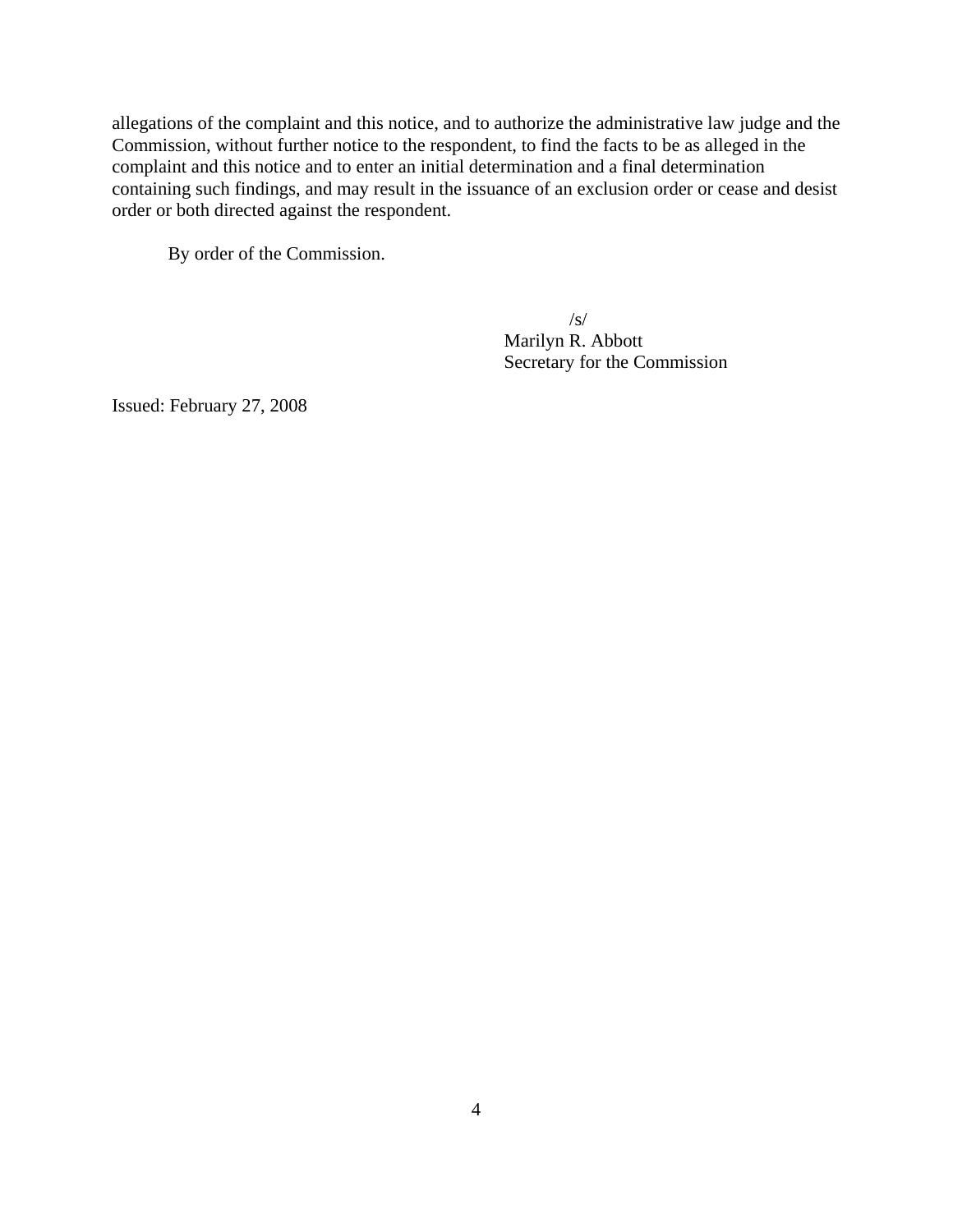allegations of the complaint and this notice, and to authorize the administrative law judge and the Commission, without further notice to the respondent, to find the facts to be as alleged in the complaint and this notice and to enter an initial determination and a final determination containing such findings, and may result in the issuance of an exclusion order or cease and desist order or both directed against the respondent.

By order of the Commission.

/s/
Marilyn R. Abbott
Secretary for the Commission

Issued: February 27, 2008